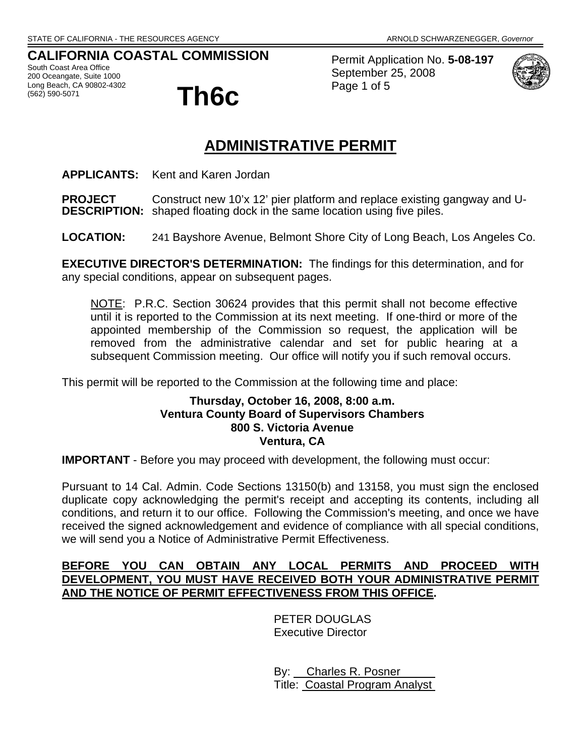STATE OF CALIFORNIA - THE RESOURCES AGENCY ARNOLD SCHWARZENEGGER, *Governor*

**CALIFORNIA COASTAL COMMISSION**
South Coast Area Office
200 Oceangate, Suite 1000
Long Beach, CA 90802-4302
(562) 590-5071

# Th6c

Permit Application No. **5-08-197**
September 25, 2008
Page 1 of 5

## ADMINISTRATIVE PERMIT

**APPLICANTS:** Kent and Karen Jordan

**PROJECT DESCRIPTION:** Construct new 10'x 12' pier platform and replace existing gangway and U-shaped floating dock in the same location using five piles.

**LOCATION:** 241 Bayshore Avenue, Belmont Shore City of Long Beach, Los Angeles Co.

**EXECUTIVE DIRECTOR'S DETERMINATION:** The findings for this determination, and for any special conditions, appear on subsequent pages.

> NOTE: P.R.C. Section 30624 provides that this permit shall not become effective until it is reported to the Commission at its next meeting. If one-third or more of the appointed membership of the Commission so request, the application will be removed from the administrative calendar and set for public hearing at a subsequent Commission meeting. Our office will notify you if such removal occurs.

This permit will be reported to the Commission at the following time and place:

**Thursday, October 16, 2008, 8:00 a.m.**
**Ventura County Board of Supervisors Chambers**
**800 S. Victoria Avenue**
**Ventura, CA**

**IMPORTANT** - Before you may proceed with development, the following must occur:

Pursuant to 14 Cal. Admin. Code Sections 13150(b) and 13158, you must sign the enclosed duplicate copy acknowledging the permit's receipt and accepting its contents, including all conditions, and return it to our office. Following the Commission's meeting, and once we have received the signed acknowledgement and evidence of compliance with all special conditions, we will send you a Notice of Administrative Permit Effectiveness.

**BEFORE YOU CAN OBTAIN ANY LOCAL PERMITS AND PROCEED WITH DEVELOPMENT, YOU MUST HAVE RECEIVED BOTH YOUR ADMINISTRATIVE PERMIT AND THE NOTICE OF PERMIT EFFECTIVENESS FROM THIS OFFICE.**

PETER DOUGLAS
Executive Director

By: Charles R. Posner
Title: Coastal Program Analyst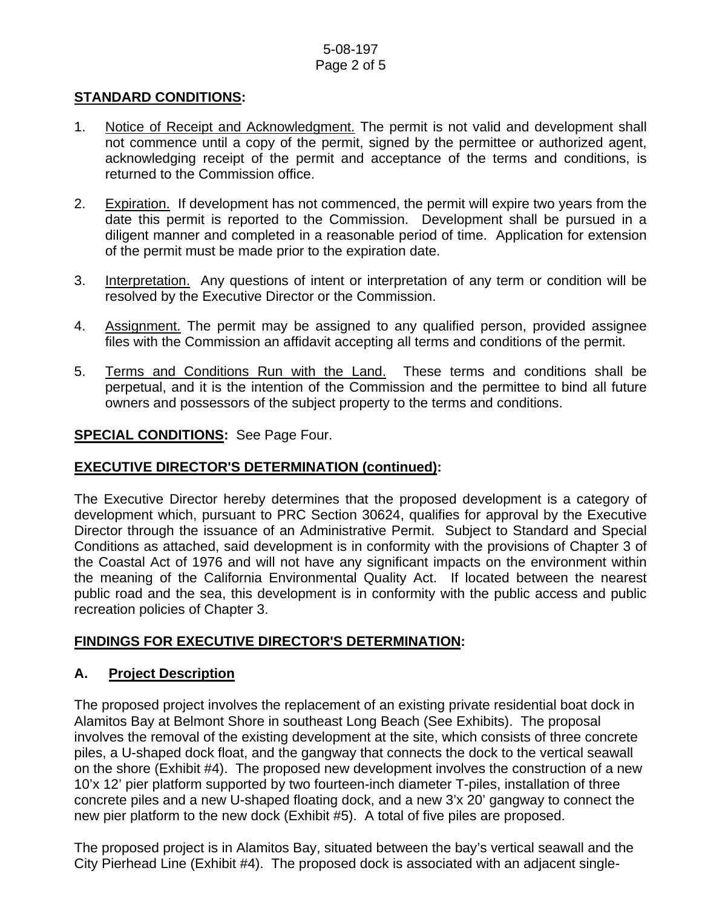## STANDARD CONDITIONS:

1. Notice of Receipt and Acknowledgment. The permit is not valid and development shall not commence until a copy of the permit, signed by the permittee or authorized agent, acknowledging receipt of the permit and acceptance of the terms and conditions, is returned to the Commission office.

2. Expiration. If development has not commenced, the permit will expire two years from the date this permit is reported to the Commission. Development shall be pursued in a diligent manner and completed in a reasonable period of time. Application for extension of the permit must be made prior to the expiration date.

3. Interpretation. Any questions of intent or interpretation of any term or condition will be resolved by the Executive Director or the Commission.

4. Assignment. The permit may be assigned to any qualified person, provided assignee files with the Commission an affidavit accepting all terms and conditions of the permit.

5. Terms and Conditions Run with the Land. These terms and conditions shall be perpetual, and it is the intention of the Commission and the permittee to bind all future owners and possessors of the subject property to the terms and conditions.

**SPECIAL CONDITIONS:** See Page Four.

## EXECUTIVE DIRECTOR'S DETERMINATION (continued):

The Executive Director hereby determines that the proposed development is a category of development which, pursuant to PRC Section 30624, qualifies for approval by the Executive Director through the issuance of an Administrative Permit. Subject to Standard and Special Conditions as attached, said development is in conformity with the provisions of Chapter 3 of the Coastal Act of 1976 and will not have any significant impacts on the environment within the meaning of the California Environmental Quality Act. If located between the nearest public road and the sea, this development is in conformity with the public access and public recreation policies of Chapter 3.

## FINDINGS FOR EXECUTIVE DIRECTOR'S DETERMINATION:

### A. Project Description

The proposed project involves the replacement of an existing private residential boat dock in Alamitos Bay at Belmont Shore in southeast Long Beach (See Exhibits). The proposal involves the removal of the existing development at the site, which consists of three concrete piles, a U-shaped dock float, and the gangway that connects the dock to the vertical seawall on the shore (Exhibit #4). The proposed new development involves the construction of a new 10'x 12' pier platform supported by two fourteen-inch diameter T-piles, installation of three concrete piles and a new U-shaped floating dock, and a new 3'x 20' gangway to connect the new pier platform to the new dock (Exhibit #5). A total of five piles are proposed.

The proposed project is in Alamitos Bay, situated between the bay's vertical seawall and the City Pierhead Line (Exhibit #4). The proposed dock is associated with an adjacent single-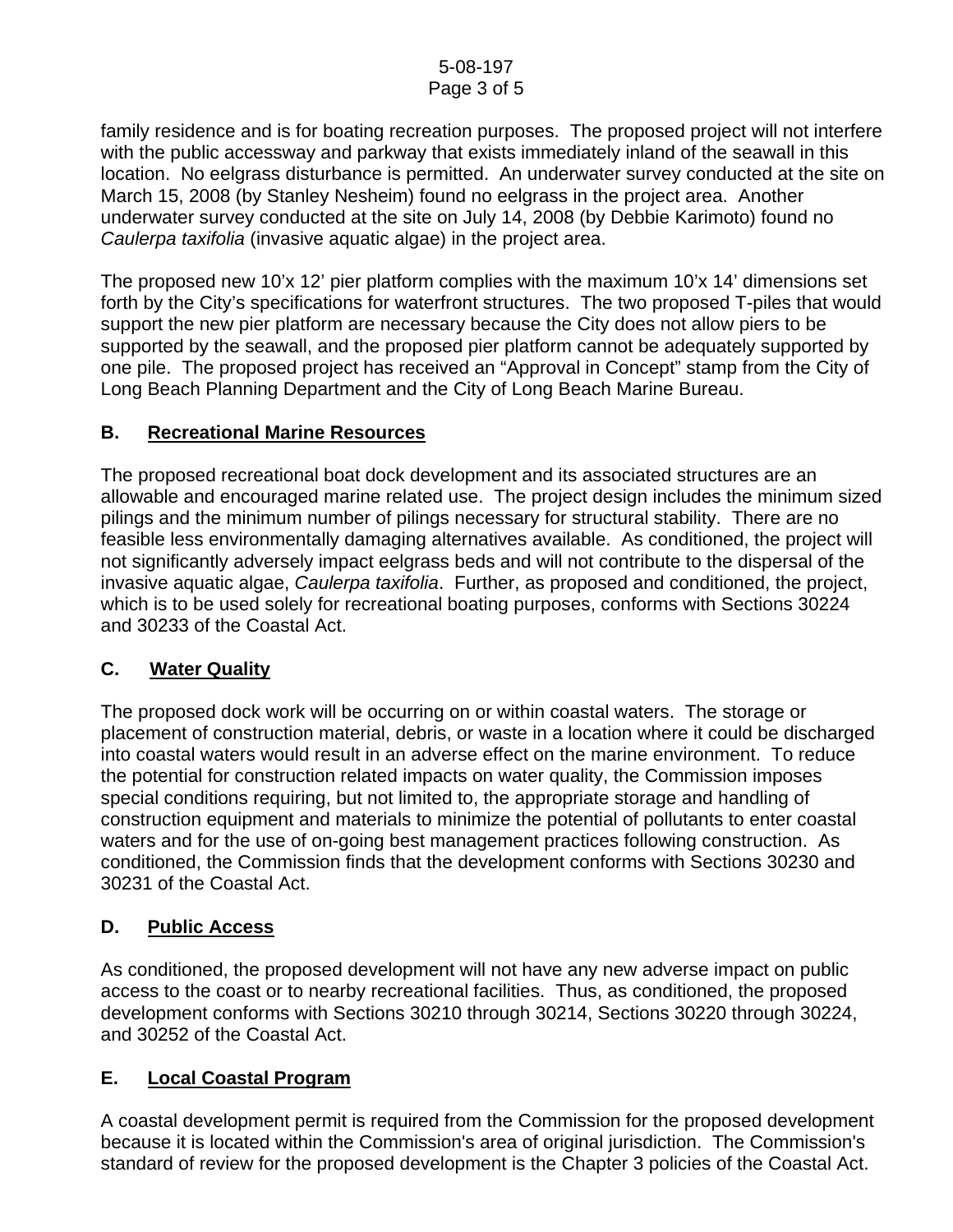family residence and is for boating recreation purposes. The proposed project will not interfere with the public accessway and parkway that exists immediately inland of the seawall in this location. No eelgrass disturbance is permitted. An underwater survey conducted at the site on March 15, 2008 (by Stanley Nesheim) found no eelgrass in the project area. Another underwater survey conducted at the site on July 14, 2008 (by Debbie Karimoto) found no *Caulerpa taxifolia* (invasive aquatic algae) in the project area.

The proposed new 10'x 12' pier platform complies with the maximum 10'x 14' dimensions set forth by the City's specifications for waterfront structures. The two proposed T-piles that would support the new pier platform are necessary because the City does not allow piers to be supported by the seawall, and the proposed pier platform cannot be adequately supported by one pile. The proposed project has received an "Approval in Concept" stamp from the City of Long Beach Planning Department and the City of Long Beach Marine Bureau.

## B. Recreational Marine Resources

The proposed recreational boat dock development and its associated structures are an allowable and encouraged marine related use. The project design includes the minimum sized pilings and the minimum number of pilings necessary for structural stability. There are no feasible less environmentally damaging alternatives available. As conditioned, the project will not significantly adversely impact eelgrass beds and will not contribute to the dispersal of the invasive aquatic algae, *Caulerpa taxifolia*. Further, as proposed and conditioned, the project, which is to be used solely for recreational boating purposes, conforms with Sections 30224 and 30233 of the Coastal Act.

## C. Water Quality

The proposed dock work will be occurring on or within coastal waters. The storage or placement of construction material, debris, or waste in a location where it could be discharged into coastal waters would result in an adverse effect on the marine environment. To reduce the potential for construction related impacts on water quality, the Commission imposes special conditions requiring, but not limited to, the appropriate storage and handling of construction equipment and materials to minimize the potential of pollutants to enter coastal waters and for the use of on-going best management practices following construction. As conditioned, the Commission finds that the development conforms with Sections 30230 and 30231 of the Coastal Act.

## D. Public Access

As conditioned, the proposed development will not have any new adverse impact on public access to the coast or to nearby recreational facilities. Thus, as conditioned, the proposed development conforms with Sections 30210 through 30214, Sections 30220 through 30224, and 30252 of the Coastal Act.

## E. Local Coastal Program

A coastal development permit is required from the Commission for the proposed development because it is located within the Commission's area of original jurisdiction. The Commission's standard of review for the proposed development is the Chapter 3 policies of the Coastal Act.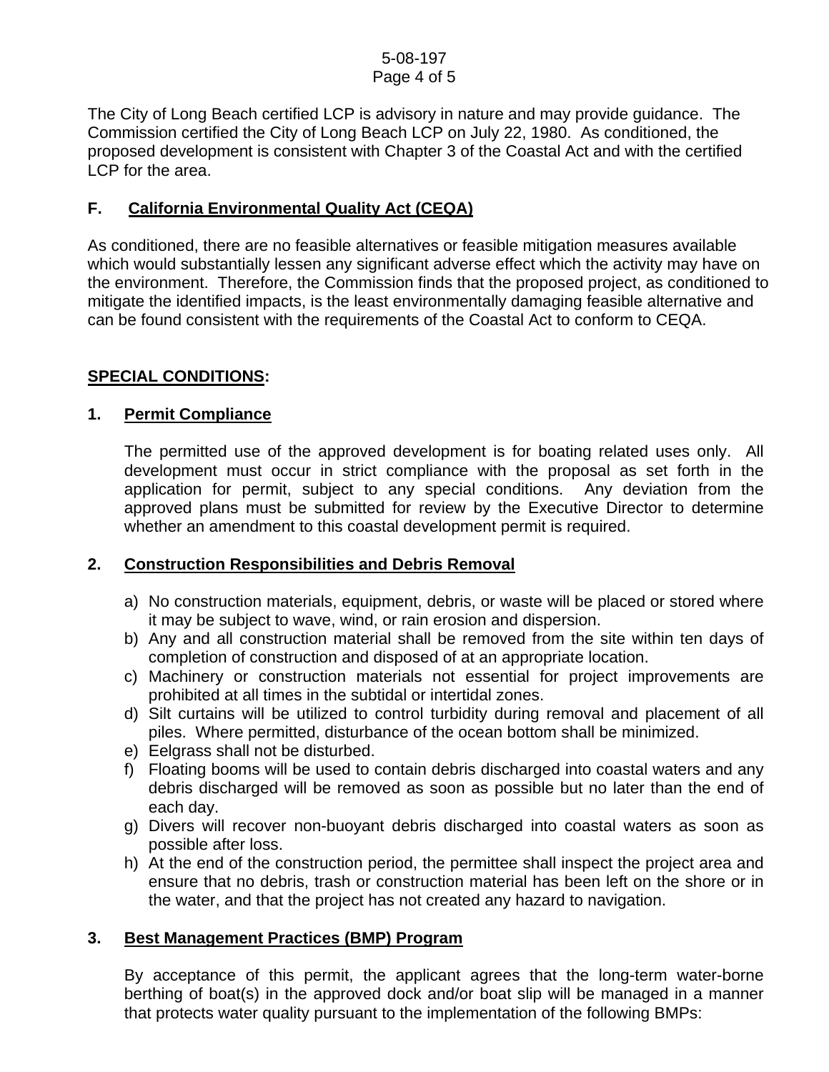The City of Long Beach certified LCP is advisory in nature and may provide guidance. The Commission certified the City of Long Beach LCP on July 22, 1980. As conditioned, the proposed development is consistent with Chapter 3 of the Coastal Act and with the certified LCP for the area.

### F. California Environmental Quality Act (CEQA)

As conditioned, there are no feasible alternatives or feasible mitigation measures available which would substantially lessen any significant adverse effect which the activity may have on the environment. Therefore, the Commission finds that the proposed project, as conditioned to mitigate the identified impacts, is the least environmentally damaging feasible alternative and can be found consistent with the requirements of the Coastal Act to conform to CEQA.

## SPECIAL CONDITIONS:

### 1. Permit Compliance

The permitted use of the approved development is for boating related uses only. All development must occur in strict compliance with the proposal as set forth in the application for permit, subject to any special conditions. Any deviation from the approved plans must be submitted for review by the Executive Director to determine whether an amendment to this coastal development permit is required.

### 2. Construction Responsibilities and Debris Removal

a) No construction materials, equipment, debris, or waste will be placed or stored where it may be subject to wave, wind, or rain erosion and dispersion.
b) Any and all construction material shall be removed from the site within ten days of completion of construction and disposed of at an appropriate location.
c) Machinery or construction materials not essential for project improvements are prohibited at all times in the subtidal or intertidal zones.
d) Silt curtains will be utilized to control turbidity during removal and placement of all piles. Where permitted, disturbance of the ocean bottom shall be minimized.
e) Eelgrass shall not be disturbed.
f) Floating booms will be used to contain debris discharged into coastal waters and any debris discharged will be removed as soon as possible but no later than the end of each day.
g) Divers will recover non-buoyant debris discharged into coastal waters as soon as possible after loss.
h) At the end of the construction period, the permittee shall inspect the project area and ensure that no debris, trash or construction material has been left on the shore or in the water, and that the project has not created any hazard to navigation.

### 3. Best Management Practices (BMP) Program

By acceptance of this permit, the applicant agrees that the long-term water-borne berthing of boat(s) in the approved dock and/or boat slip will be managed in a manner that protects water quality pursuant to the implementation of the following BMPs: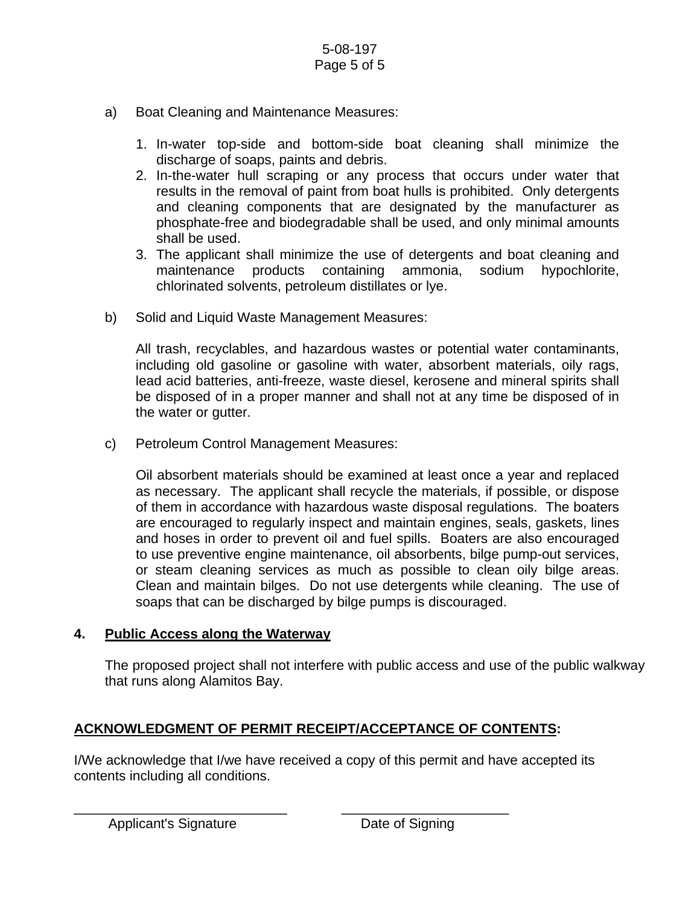a) Boat Cleaning and Maintenance Measures:

   1. In-water top-side and bottom-side boat cleaning shall minimize the discharge of soaps, paints and debris.
   2. In-the-water hull scraping or any process that occurs under water that results in the removal of paint from boat hulls is prohibited. Only detergents and cleaning components that are designated by the manufacturer as phosphate-free and biodegradable shall be used, and only minimal amounts shall be used.
   3. The applicant shall minimize the use of detergents and boat cleaning and maintenance products containing ammonia, sodium hypochlorite, chlorinated solvents, petroleum distillates or lye.

b) Solid and Liquid Waste Management Measures:

   All trash, recyclables, and hazardous wastes or potential water contaminants, including old gasoline or gasoline with water, absorbent materials, oily rags, lead acid batteries, anti-freeze, waste diesel, kerosene and mineral spirits shall be disposed of in a proper manner and shall not at any time be disposed of in the water or gutter.

c) Petroleum Control Management Measures:

   Oil absorbent materials should be examined at least once a year and replaced as necessary. The applicant shall recycle the materials, if possible, or dispose of them in accordance with hazardous waste disposal regulations. The boaters are encouraged to regularly inspect and maintain engines, seals, gaskets, lines and hoses in order to prevent oil and fuel spills. Boaters are also encouraged to use preventive engine maintenance, oil absorbents, bilge pump-out services, or steam cleaning services as much as possible to clean oily bilge areas. Clean and maintain bilges. Do not use detergents while cleaning. The use of soaps that can be discharged by bilge pumps is discouraged.

**4. <u>Public Access along the Waterway</u>**

The proposed project shall not interfere with public access and use of the public walkway that runs along Alamitos Bay.

**<u>ACKNOWLEDGMENT OF PERMIT RECEIPT/ACCEPTANCE OF CONTENTS</u>:**

I/We acknowledge that I/we have received a copy of this permit and have accepted its contents including all conditions.

_____________________________ &nbsp;&nbsp;&nbsp;&nbsp;&nbsp;&nbsp; ______________________

Applicant's Signature &nbsp;&nbsp;&nbsp;&nbsp;&nbsp;&nbsp;&nbsp;&nbsp;&nbsp;&nbsp;&nbsp;&nbsp;&nbsp;&nbsp;&nbsp;&nbsp; Date of Signing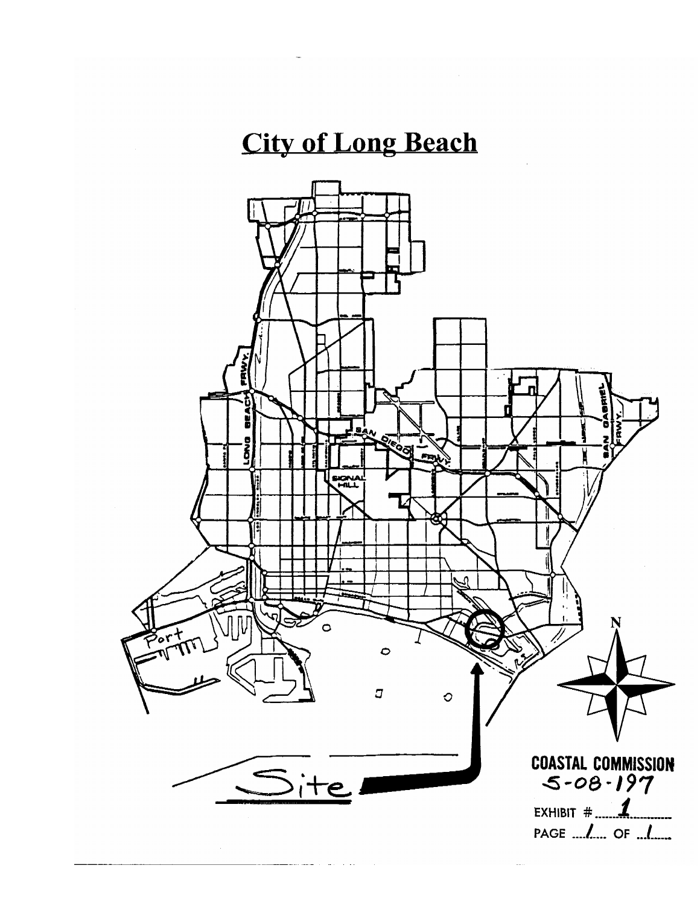# City of Long Beach

Site

COASTAL COMMISSION
5-08-197

EXHIBIT # 1

PAGE 1 OF 1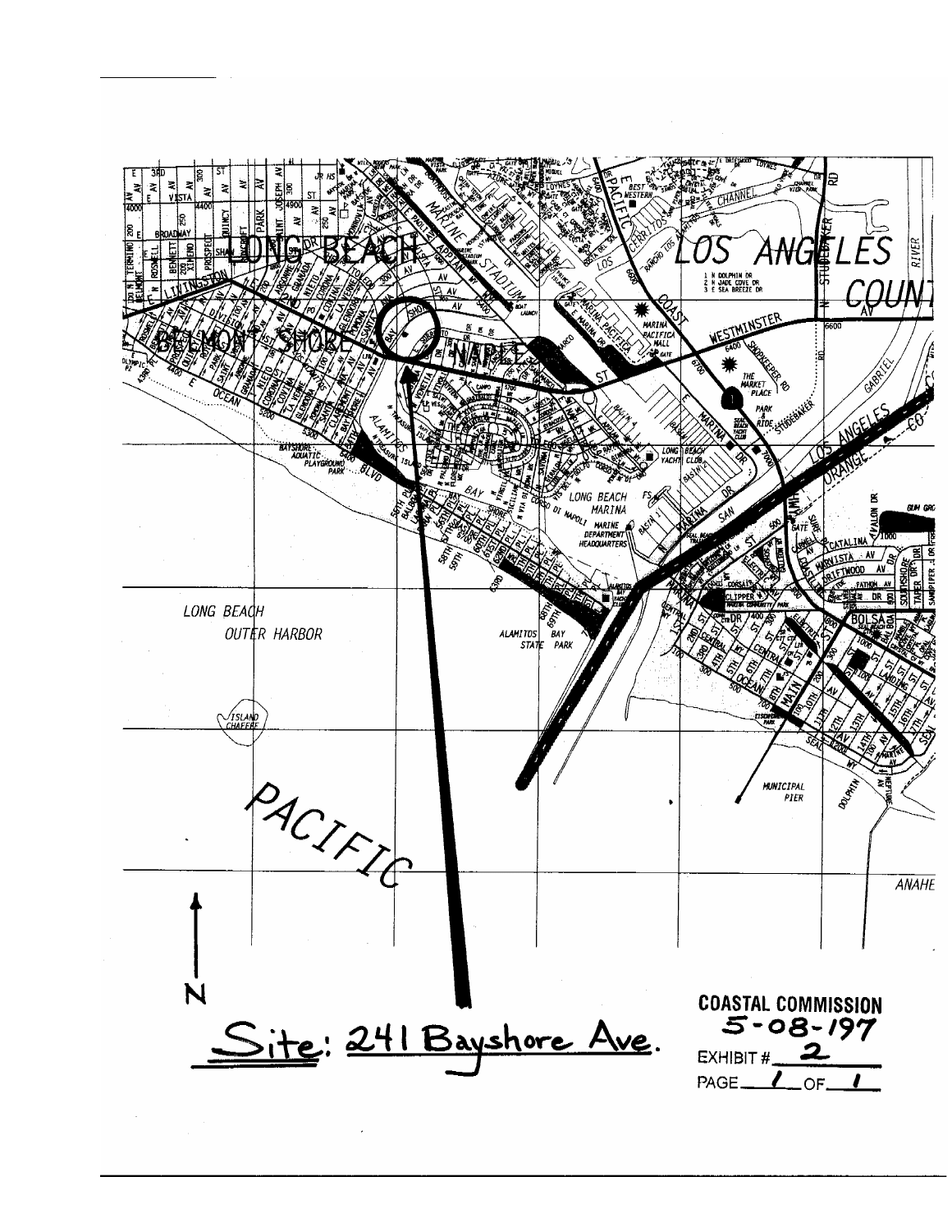Site: 241 Bayshore Ave.

**COASTAL COMMISSION**

**5-08-197**

EXHIBIT # 2

PAGE 1 OF 1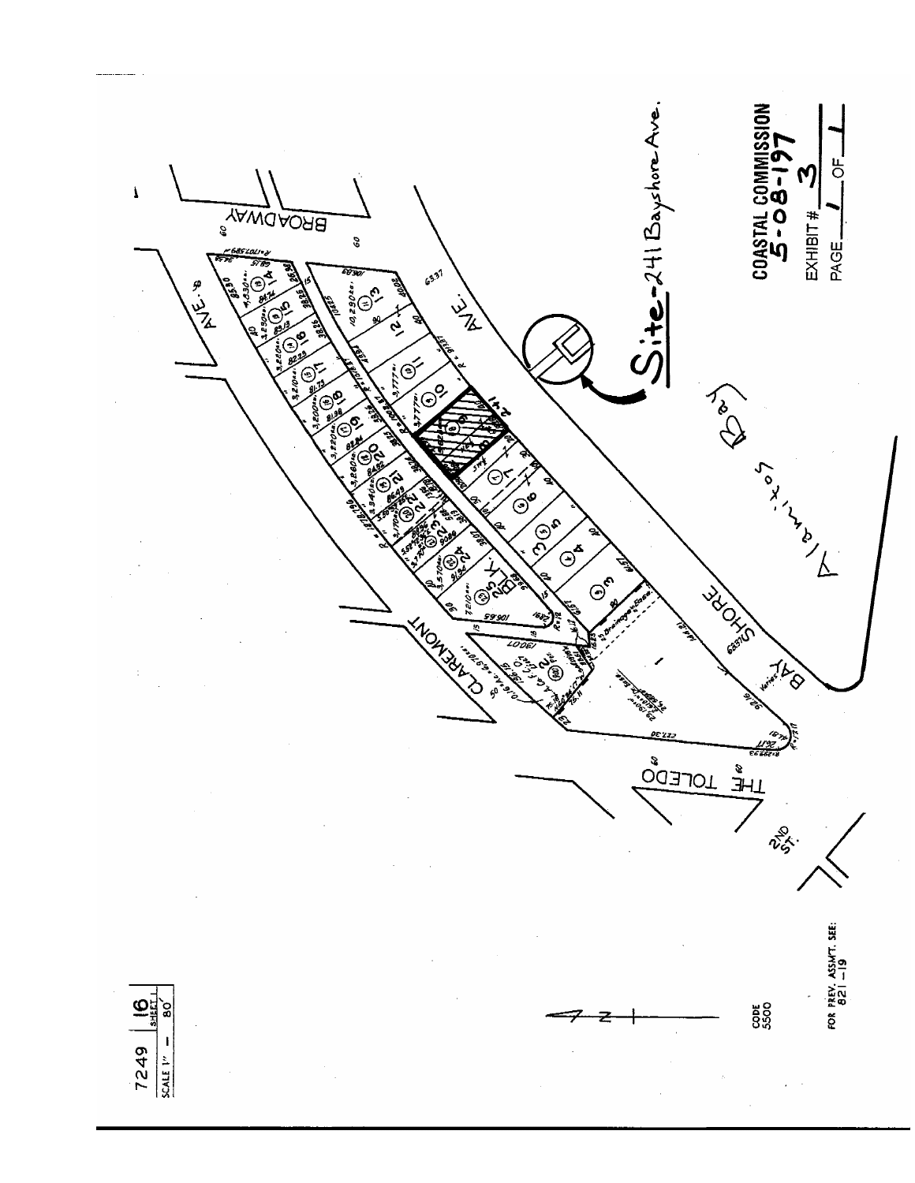7249 | 16
SCALE 1" — 80' | SHEET 1

Site-241 Bayshore Ave.

COASTAL COMMISSION
5-08-197

EXHIBIT # 3

PAGE 1 OF 1

BROADWAY

AVE. "B"

CLAREMONT

BAY SHORE AVE.

THE TOLEDO

2ND ST.

Alamitos Bay

CODE
5500

FOR PREV. ASSM'T. SEE:
821-19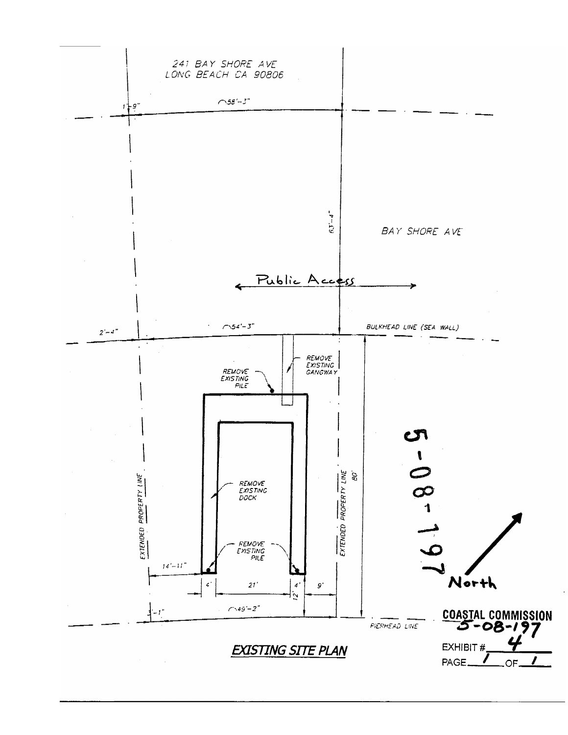241 BAY SHORE AVE
LONG BEACH CA 90806

1'-9"

⌒58'-3"

63'-4"

BAY SHORE AVE

Public Access

2'-4"

⌒54'-3"

BULKHEAD LINE (SEA WALL)

REMOVE EXISTING GANGWAY

REMOVE EXISTING PILE

80'

EXTENDED PROPERTY LINE

REMOVE EXISTING DOCK

EXTENDED PROPERTY LINE

REMOVE EXISTING PILE

14'-11"

4'

21'

4'

12'

9'

3'-1"

⌒49'-2"

PIERHEAD LINE

North

5-08-197

## EXISTING SITE PLAN

**COASTAL COMMISSION**
5-08-197

EXHIBIT # 4

PAGE 1 OF 1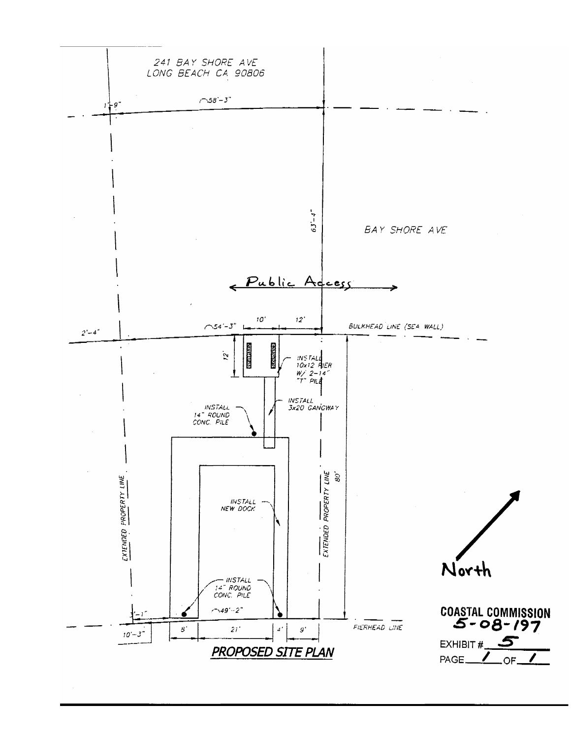241 BAY SHORE AVE
LONG BEACH CA 90806

1'-9"

58'-3"

63'-4"

BAY SHORE AVE

Public Access

2'-4"

54'-3"

10'

12'

BULKHEAD LINE (SEA WALL)

12'

INSTALL 10x12 PIER W/ 2-14" "T" PILE

INSTALL 3x20 GANGWAY

INSTALL 14" ROUND CONC. PILE

INSTALL NEW DOCK

EXTENDED PROPERTY LINE

EXTENDED PROPERTY LINE

80'

INSTALL 14" ROUND CONC. PILE

1'-1"

49'-2"

10'-3"

8'

21'

4'

9'

PIERHEAD LINE

North

## PROPOSED SITE PLAN

**COASTAL COMMISSION**
**5-08-197**

EXHIBIT # 5

PAGE 1 OF 1